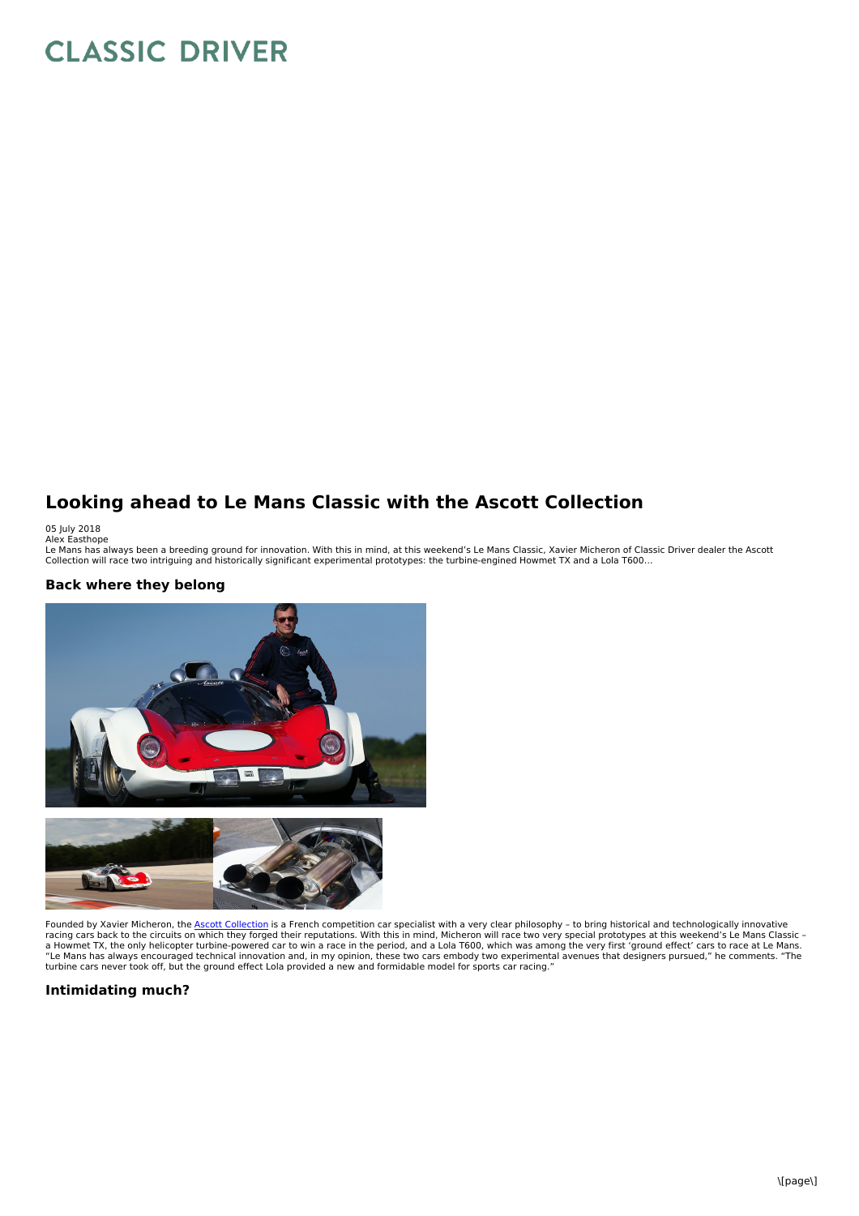# CLASSIC DRIVER

## Looking ahead to Le Mans Classic with the Ascott Collection

05 July 2018
Alex Easthope

Le Mans has always been a breeding ground for innovation. With this in mind, at this weekend's Le Mans Classic, Xavier Micheron of Classic Driver dealer the Ascott Collection will race two intriguing and historically significant experimental prototypes: the turbine-engined Howmet TX and a Lola T600...

### Back where they belong

Founded by Xavier Micheron, the Ascott Collection is a French competition car specialist with a very clear philosophy – to bring historical and technologically innovative racing cars back to the circuits on which they forged their reputations. With this in mind, Micheron will race two very special prototypes at this weekend's Le Mans Classic – a Howmet TX, the only helicopter turbine-powered car to win a race in the period, and a Lola T600, which was among the very first 'ground effect' cars to race at Le Mans. "Le Mans has always encouraged technical innovation and, in my opinion, these two cars embody two experimental avenues that designers pursued," he comments. "The turbine cars never took off, but the ground effect Lola provided a new and formidable model for sports car racing."

### Intimidating much?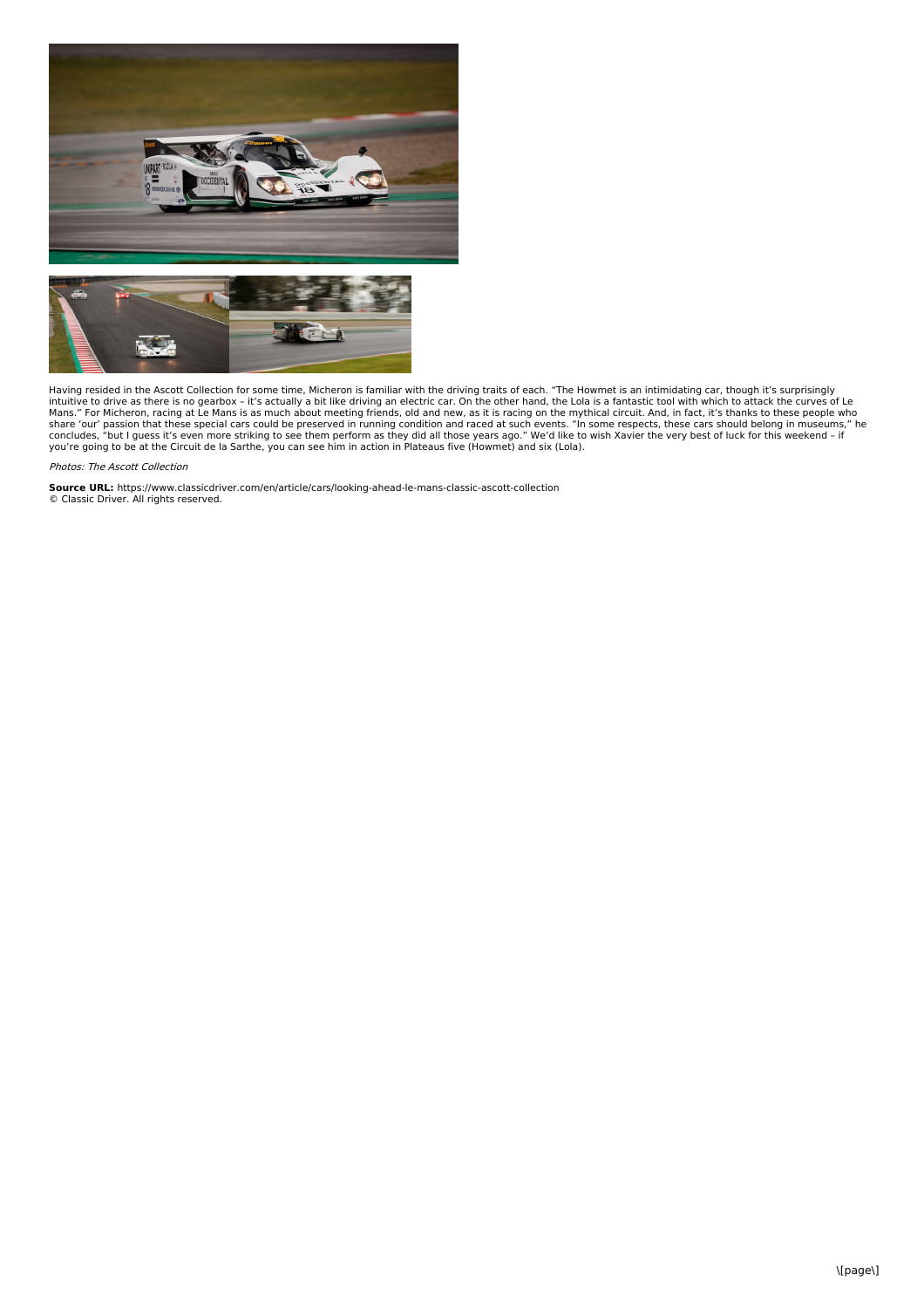Having resided in the Ascott Collection for some time, Micheron is familiar with the driving traits of each. “The Howmet is an intimidating car, though it’s surprisingly intuitive to drive as there is no gearbox – it’s actually a bit like driving an electric car. On the other hand, the Lola is a fantastic tool with which to attack the curves of Le Mans.” For Micheron, racing at Le Mans is as much about meeting friends, old and new, as it is racing on the mythical circuit. And, in fact, it’s thanks to these people who share ‘our’ passion that these special cars could be preserved in running condition and raced at such events. “In some respects, these cars should belong in museums,” he concludes, “but I guess it’s even more striking to see them perform as they did all those years ago.” We’d like to wish Xavier the very best of luck for this weekend – if you’re going to be at the Circuit de la Sarthe, you can see him in action in Plateaus five (Howmet) and six (Lola).

*Photos: The Ascott Collection*

**Source URL:** https://www.classicdriver.com/en/article/cars/looking-ahead-le-mans-classic-ascott-collection
© Classic Driver. All rights reserved.